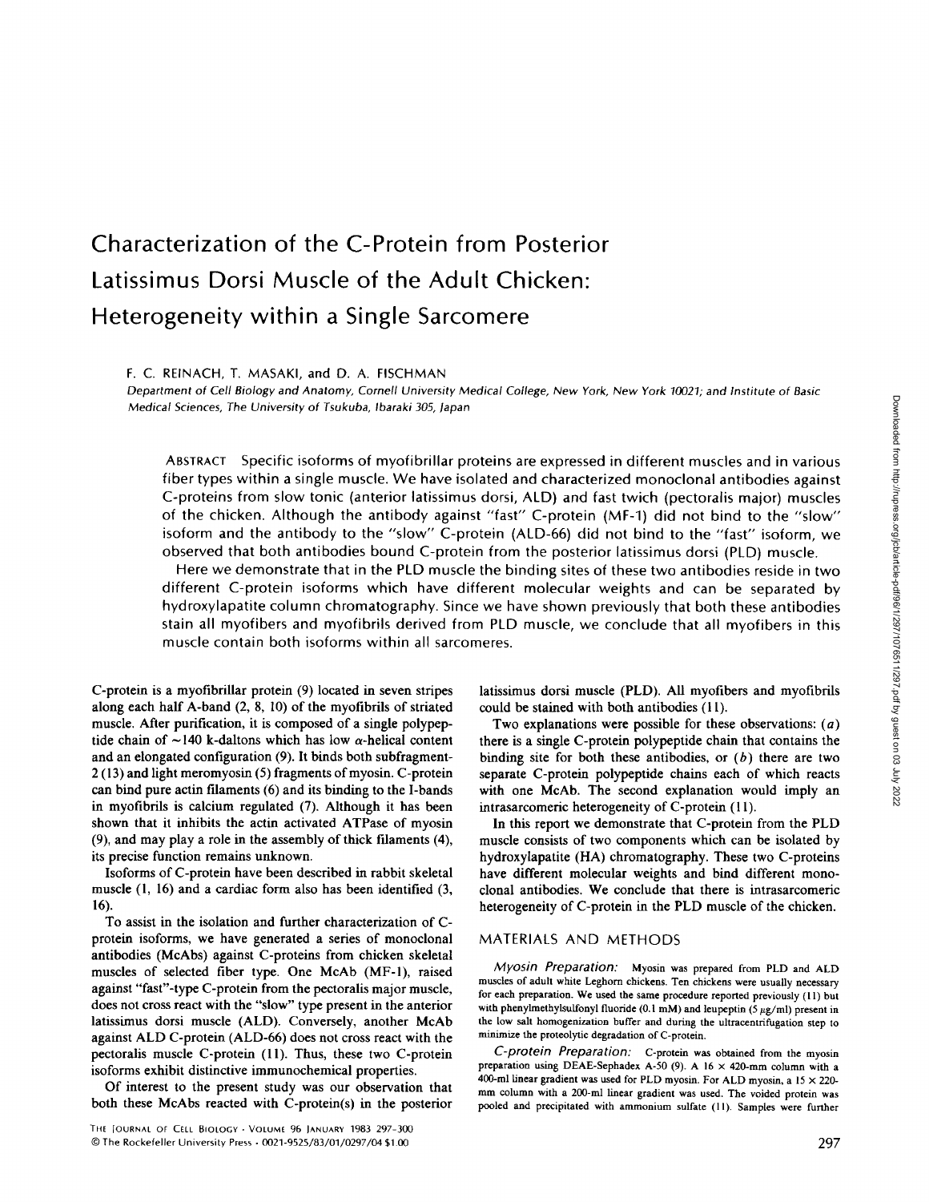# Characterization of the C-Protein from Posterior Latissimus Dorsi Muscle of the Adult Chicken: Heterogeneity within a Single Sarcomere

F. C. REINACH, T. MASAKI, and D. A. FISCHMAN

*Department of Cell Biology and Anatomy, Cornell University Medical College, New York, New York 10021; and Institute of Basic Medical Sciences, The University of Tsukuba, Ibaraki 305, Japan*

ABSTRACT Specific isoforms of myofibrillar proteins are expressed in different muscles and in various fiber types within a single muscle. We have isolated and characterized monoclonal antibodies against C-proteins from slow tonic (anterior latissimus dorsi, ALD) and fast twich (pectoralis major) muscles of the chicken. Although the antibody against "fast" C-protein (MF-1) did not bind to the "slow" isoform and the antibody to the "slow" C-protein (ALD-66) did not bind to the "fast" isoform, we observed that both antibodies bound C-protein from the posterior latissimus dorsi (PLD) muscle.

Here we demonstrate that in the PLD muscle the binding sites of these two antibodies reside in two different C-protein isoforms which have different molecular weights and can be separated by hydroxylapatite column chromatography. Since we have shown previously that both these antibodies stain all myofibers and myofibrils derived from PLD muscle, we conclude that all myofibers in this muscle contain both isoforms within all sarcomeres.

C-protein is a myofibrillar protein (9) located in seven stripes along each half A-band (2, 8, 10) of the myofibrils of striated muscle. After purification, it is composed of a single polypeptide chain of ~140 k-daltons which has low $\alpha$-helical content and an elongated configuration (9). It binds both subfragment-2 (13) and light meromyosin (5) fragments of myosin. C-protein can bind pure actin filaments (6) and its binding to the I-bands in myofibrils is calcium regulated (7). Although it has been shown that it inhibits the actin activated ATPase of myosin (9), and may play a role in the assembly of thick filaments (4), its precise function remains unknown.

Isoforms of C-protein have been described in rabbit skeletal muscle (1, 16) and a cardiac form also has been identified (3, 16).

To assist in the isolation and further characterization of C-protein isoforms, we have generated a series of monoclonal antibodies (McAbs) against C-proteins from chicken skeletal muscles of selected fiber type. One McAb (MF-1), raised against "fast"-type C-protein from the pectoralis major muscle, does not cross react with the "slow" type present in the anterior latissimus dorsi muscle (ALD). Conversely, another McAb against ALD C-protein (ALD-66) does not cross react with the pectoralis muscle C-protein (11). Thus, these two C-protein isoforms exhibit distinctive immunochemical properties.

Of interest to the present study was our observation that both these McAbs reacted with C-protein(s) in the posterior latissimus dorsi muscle (PLD). All myofibers and myofibrils could be stained with both antibodies (11).

Two explanations were possible for these observations: (*a*) there is a single C-protein polypeptide chain that contains the binding site for both these antibodies, or (*b*) there are two separate C-protein polypeptide chains each of which reacts with one McAb. The second explanation would imply an intrasarcomeric heterogeneity of C-protein (11).

In this report we demonstrate that C-protein from the PLD muscle consists of two components which can be isolated by hydroxylapatite (HA) chromatography. These two C-proteins have different molecular weights and bind different monoclonal antibodies. We conclude that there is intrasarcomeric heterogeneity of C-protein in the PLD muscle of the chicken.

## MATERIALS AND METHODS

*Myosin Preparation:* Myosin was prepared from PLD and ALD muscles of adult white Leghorn chickens. Ten chickens were usually necessary for each preparation. We used the same procedure reported previously (11) but with phenylmethylsulfonyl fluoride (0.1 mM) and leupeptin (5 $\mu$g/ml) present in the low salt homogenization buffer and during the ultracentrifugation step to minimize the proteolytic degradation of C-protein.

*C-protein Preparation:* C-protein was obtained from the myosin preparation using DEAE-Sephadex A-50 (9). A 16 × 420-mm column with a 400-ml linear gradient was used for PLD myosin. For ALD myosin, a 15 × 220-mm column with a 200-ml linear gradient was used. The voided protein was pooled and precipitated with ammonium sulfate (11). Samples were further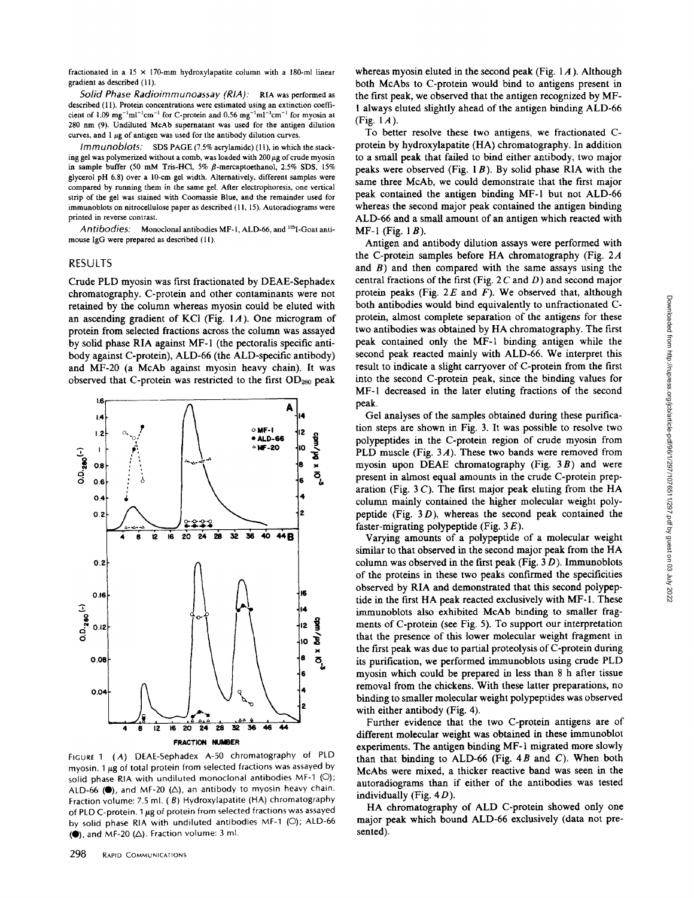fractionated in a 15 × 170-mm hydroxylapatite column with a 180-ml linear gradient as described (11).

*Solid Phase Radioimmunoassay (RIA):* RIA was performed as described (11). Protein concentrations were estimated using an extinction coefficient of 1.09 $mg^{-1}ml^{-1}cm^{-1}$ for C-protein and 0.56 $mg^{-1}ml^{-1}cm^{-1}$ for myosin at 280 nm (9). Undiluted McAb supernatant was used for the antigen dilution curves, and 1 μg of antigen was used for the antibody dilution curves.

*Immunoblots:* SDS PAGE (7.5% acrylamide) (11), in which the stacking gel was polymerized without a comb, was loaded with 200 μg of crude myosin in sample buffer (50 mM Tris-HCl, 5% β-mercaptoethanol, 2.5% SDS, 15% glycerol pH 6.8) over a 10-cm gel width. Alternatively, different samples were compared by running them in the same gel. After electrophoresis, one vertical strip of the gel was stained with Coomassie Blue, and the remainder used for immunoblots on nitrocellulose paper as described (11, 15). Autoradiograms were printed in reverse contrast.

*Antibodies:* Monoclonal antibodies MF-1, ALD-66, and $^{125}$I-Goat anti-mouse IgG were prepared as described (11).

## RESULTS

Crude PLD myosin was first fractionated by DEAE-Sephadex chromatography. C-protein and other contaminants were not retained by the column whereas myosin could be eluted with an ascending gradient of KCl (Fig. 1*A*). One microgram of protein from selected fractions across the column was assayed by solid phase RIA against MF-1 (the pectoralis specific antibody against C-protein), ALD-66 (the ALD-specific antibody) and MF-20 (a McAb against myosin heavy chain). It was observed that C-protein was restricted to the first $OD_{280}$ peak whereas myosin eluted in the second peak (Fig. 1*A*). Although both McAbs to C-protein would bind to antigens present in the first peak, we observed that the antigen recognized by MF-1 always eluted slightly ahead of the antigen binding ALD-66 (Fig. 1*A*).

FIGURE 1 (*A*) DEAE-Sephadex A-50 chromatography of PLD myosin. 1 μg of total protein from selected fractions was assayed by solid phase RIA with undiluted monoclonal antibodies MF-1 (○); ALD-66 (●), and MF-20 (△), an antibody to myosin heavy chain. Fraction volume: 7.5 ml. (*B*) Hydroxylapatite (HA) chromatography of PLD C-protein. 1 μg of protein from selected fractions was assayed by solid phase RIA with undiluted antibodies MF-1 (○); ALD-66 (●), and MF-20 (△). Fraction volume: 3 ml.

To better resolve these two antigens, we fractionated C-protein by hydroxylapatite (HA) chromatography. In addition to a small peak that failed to bind either antibody, two major peaks were observed (Fig. 1*B*). By solid phase RIA with the same three McAb, we could demonstrate that the first major peak contained the antigen binding MF-1 but not ALD-66 whereas the second major peak contained the antigen binding ALD-66 and a small amount of an antigen which reacted with MF-1 (Fig. 1*B*).

Antigen and antibody dilution assays were performed with the C-protein samples before HA chromatography (Fig. 2*A* and *B*) and then compared with the same assays using the central fractions of the first (Fig. 2*C* and *D*) and second major protein peaks (Fig. 2*E* and *F*). We observed that, although both antibodies would bind equivalently to unfractionated C-protein, almost complete separation of the antigens for these two antibodies was obtained by HA chromatography. The first peak contained only the MF-1 binding antigen while the second peak reacted mainly with ALD-66. We interpret this result to indicate a slight carryover of C-protein from the first into the second C-protein peak, since the binding values for MF-1 decreased in the later eluting fractions of the second peak.

Gel analyses of the samples obtained during these purification steps are shown in Fig. 3. It was possible to resolve two polypeptides in the C-protein region of crude myosin from PLD muscle (Fig. 3*A*). These two bands were removed from myosin upon DEAE chromatography (Fig. 3*B*) and were present in almost equal amounts in the crude C-protein preparation (Fig. 3*C*). The first major peak eluting from the HA column mainly contained the higher molecular weight polypeptide (Fig. 3*D*), whereas the second peak contained the faster-migrating polypeptide (Fig. 3*E*).

Varying amounts of a polypeptide of a molecular weight similar to that observed in the second major peak from the HA column was observed in the first peak (Fig. 3*D*). Immunoblots of the proteins in these two peaks confirmed the specificities observed by RIA and demonstrated that this second polypeptide in the first HA peak reacted exclusively with MF-1. These immunoblots also exhibited McAb binding to smaller fragments of C-protein (see Fig. 5). To support our interpretation that the presence of this lower molecular weight fragment in the first peak was due to partial proteolysis of C-protein during its purification, we performed immunoblots using crude PLD myosin which could be prepared in less than 8 h after tissue removal from the chickens. With these latter preparations, no binding to smaller molecular weight polypeptides was observed with either antibody (Fig. 4).

Further evidence that the two C-protein antigens are of different molecular weight was obtained in these immunoblot experiments. The antigen binding MF-1 migrated more slowly than that binding to ALD-66 (Fig. 4*B* and *C*). When both McAbs were mixed, a thicker reactive band was seen in the autoradiograms than if either of the antibodies was tested individually (Fig. 4*D*).

HA chromatography of ALD C-protein showed only one major peak which bound ALD-66 exclusively (data not presented).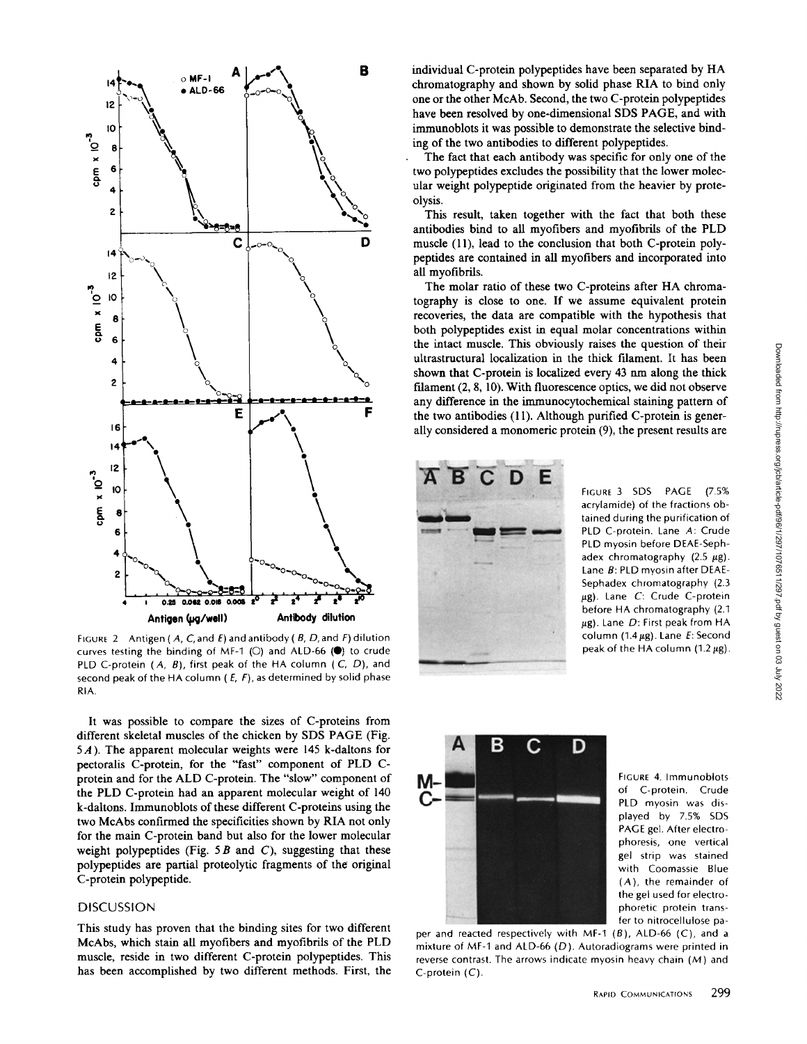FIGURE 2 Antigen (*A*, *C*, and *E*) and antibody (*B*, *D*, and *F*) dilution curves testing the binding of MF-1 (○) and ALD-66 (●) to crude PLD C-protein (*A*, *B*), first peak of the HA column (*C*, *D*), and second peak of the HA column (*E*, *F*), as determined by solid phase RIA.

It was possible to compare the sizes of C-proteins from different skeletal muscles of the chicken by SDS PAGE (Fig. 5*A*). The apparent molecular weights were 145 k-daltons for pectoralis C-protein, for the "fast" component of PLD C-protein and for the ALD C-protein. The "slow" component of the PLD C-protein had an apparent molecular weight of 140 k-daltons. Immunoblots of these different C-proteins using the two McAbs confirmed the specificities shown by RIA not only for the main C-protein band but also for the lower molecular weight polypeptides (Fig. 5 *B* and *C*), suggesting that these polypeptides are partial proteolytic fragments of the original C-protein polypeptide.

## DISCUSSION

This study has proven that the binding sites for two different McAbs, which stain all myofibers and myofibrils of the PLD muscle, reside in two different C-protein polypeptides. This has been accomplished by two different methods. First, the individual C-protein polypeptides have been separated by HA chromatography and shown by solid phase RIA to bind only one or the other McAb. Second, the two C-protein polypeptides have been resolved by one-dimensional SDS PAGE, and with immunoblots it was possible to demonstrate the selective binding of the two antibodies to different polypeptides.

The fact that each antibody was specific for only one of the two polypeptides excludes the possibility that the lower molecular weight polypeptide originated from the heavier by proteolysis.

This result, taken together with the fact that both these antibodies bind to all myofibers and myofibrils of the PLD muscle (11), lead to the conclusion that both C-protein polypeptides are contained in all myofibers and incorporated into all myofibrils.

The molar ratio of these two C-proteins after HA chromatography is close to one. If we assume equivalent protein recoveries, the data are compatible with the hypothesis that both polypeptides exist in equal molar concentrations within the intact muscle. This obviously raises the question of their ultrastructural localization in the thick filament. It has been shown that C-protein is localized every 43 nm along the thick filament (2, 8, 10). With fluorescence optics, we did not observe any difference in the immunocytochemical staining pattern of the two antibodies (11). Although purified C-protein is generally considered a monomeric protein (9), the present results are

FIGURE 3 SDS PAGE (7.5% acrylamide) of the fractions obtained during the purification of PLD C-protein. Lane *A*: Crude PLD myosin before DEAE-Sephadex chromatography (2.5 μg). Lane *B*: PLD myosin after DEAE-Sephadex chromatography (2.3 μg). Lane *C*: Crude C-protein before HA chromatography (2.1 μg). Lane *D*: First peak from HA column (1.4 μg). Lane *E*: Second peak of the HA column (1.2 μg).

FIGURE 4. Immunoblots of C-protein. Crude PLD myosin was displayed by 7.5% SDS PAGE gel. After electrophoresis, one vertical gel strip was stained with Coomassie Blue (*A*), the remainder of the gel used for electrophoretic protein transfer to nitrocellulose paper and reacted respectively with MF-1 (*B*), ALD-66 (*C*), and a mixture of MF-1 and ALD-66 (*D*). Autoradiograms were printed in reverse contrast. The arrows indicate myosin heavy chain (*M*) and C-protein (*C*).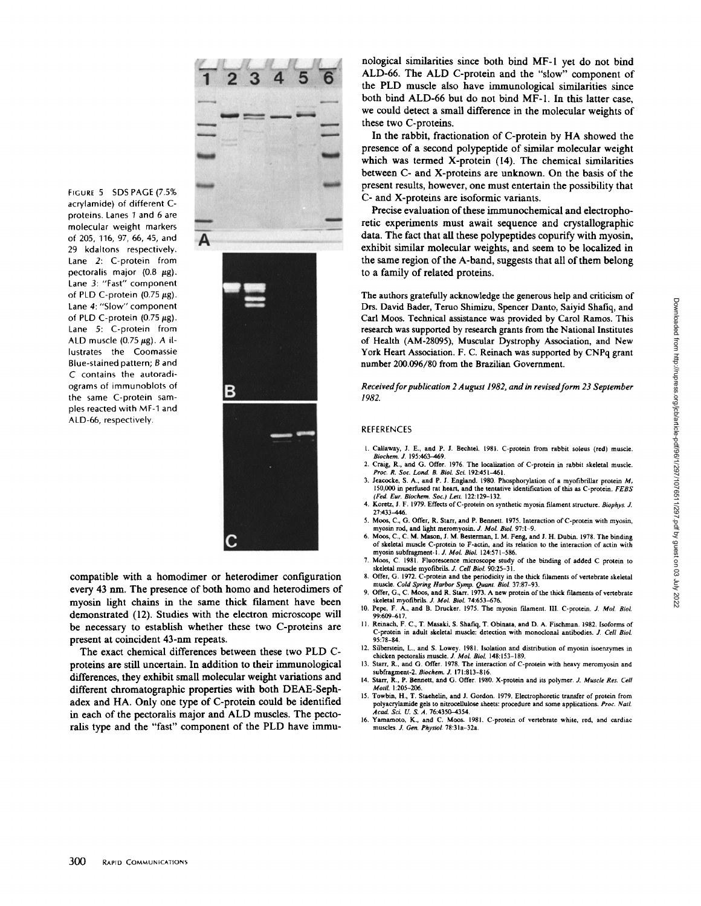FIGURE 5 SDS PAGE (7.5% acrylamide) of different C-proteins. Lanes 1 and 6 are molecular weight markers of 205, 116, 97, 66, 45, and 29 kdaltons respectively. Lane 2: C-protein from pectoralis major (0.8 μg). Lane 3: "Fast" component of PLD C-protein (0.75 μg). Lane 4: "Slow" component of PLD C-protein (0.75 μg). Lane 5: C-protein from ALD muscle (0.75 μg). A illustrates the Coomassie Blue-stained pattern; B and C contains the autoradiograms of immunoblots of the same C-protein samples reacted with MF-1 and ALD-66, respectively.

compatible with a homodimer or heterodimer configuration every 43 nm. The presence of both homo and heterodimers of myosin light chains in the same thick filament have been demonstrated (12). Studies with the electron microscope will be necessary to establish whether these two C-proteins are present at coincident 43-nm repeats.

The exact chemical differences between these two PLD C-proteins are still uncertain. In addition to their immunological differences, they exhibit small molecular weight variations and different chromatographic properties with both DEAE-Sephadex and HA. Only one type of C-protein could be identified in each of the pectoralis major and ALD muscles. The pectoralis type and the "fast" component of the PLD have immunological similarities since both bind MF-1 yet do not bind ALD-66. The ALD C-protein and the "slow" component of the PLD muscle also have immunological similarities since both bind ALD-66 but do not bind MF-1. In this latter case, we could detect a small difference in the molecular weights of these two C-proteins.

In the rabbit, fractionation of C-protein by HA showed the presence of a second polypeptide of similar molecular weight which was termed X-protein (14). The chemical similarities between C- and X-proteins are unknown. On the basis of the present results, however, one must entertain the possibility that C- and X-proteins are isoformic variants.

Precise evaluation of these immunochemical and electrophoretic experiments must await sequence and crystallographic data. The fact that all these polypeptides copurify with myosin, exhibit similar molecular weights, and seem to be localized in the same region of the A-band, suggests that all of them belong to a family of related proteins.

The authors gratefully acknowledge the generous help and criticism of Drs. David Bader, Teruo Shimizu, Spencer Danto, Saiyid Shafiq, and Carl Moos. Technical assistance was provided by Carol Ramos. This research was supported by research grants from the National Institutes of Health (AM-28095), Muscular Dystrophy Association, and New York Heart Association. F. C. Reinach was supported by CNPq grant number 200.096/80 from the Brazilian Government.

*Received for publication 2 August 1982, and in revised form 23 September 1982.*

## REFERENCES

1. Callaway, J. E., and P. J. Bechtel. 1981. C-protein from rabbit soleus (red) muscle. *Biochem. J.* 195:463–469.
2. Craig, R., and G. Offer. 1976. The localization of C-protein in rabbit skeletal muscle. *Proc. R. Soc. Lond. B. Biol. Sci.* 192:451–461.
3. Jeacocke, S. A., and P. J. England. 1980. Phosphorylation of a myofibrillar protein $M_r$ 150,000 in perfused rat heart, and the tentative identification of this as C-protein. *FEBS (Fed. Eur. Biochem. Soc.) Lett.* 122:129–132.
4. Koretz, J. F. 1979. Effects of C-protein on synthetic myosin filament structure. *Biophys. J.* 27:433–446.
5. Moos, C., G. Offer, R. Starr, and P. Bennett. 1975. Interaction of C-protein with myosin, myosin rod, and light meromyosin. *J. Mol. Biol.* 97:1–9.
6. Moos, C., C. M. Mason, J. M. Besterman, I. M. Feng, and J. H. Dubin. 1978. The binding of skeletal muscle C-protein to F-actin, and its relation to the interaction of actin with myosin subfragment-1. *J. Mol. Biol.* 124:571–586.
7. Moos, C. 1981. Fluorescence microscope study of the binding of added C protein to skeletal muscle myofibrils. *J. Cell Biol.* 90:25–31.
8. Offer, G. 1972. C-protein and the periodicity in the thick filaments of vertebrate skeletal muscle. *Cold Spring Harbor Symp. Quant. Biol.* 37:87–93.
9. Offer, G., C. Moos, and R. Starr. 1973. A new protein of the thick filaments of vertebrate skeletal myofibrils. *J. Mol. Biol.* 74:653–676.
10. Pepe, F. A., and B. Drucker. 1975. The myosin filament. III. C-protein. *J. Mol. Biol.* 99:609–617.
11. Reinach, F. C., T. Masaki, S. Shafiq, T. Obinata, and D. A. Fischman. 1982. Isoforms of C-protein in adult skeletal muscle: detection with monoclonal antibodies. *J. Cell Biol.* 95:78–84.
12. Silberstein, L., and S. Lowey. 1981. Isolation and distribution of myosin isoenzymes in chicken pectoralis muscle. *J. Mol. Biol.* 148:153–189.
13. Starr, R., and G. Offer. 1978. The interaction of C-protein with heavy meromyosin and subfragment-2. *Biochem. J.* 171:813–816.
14. Starr, R., P. Bennett, and G. Offer. 1980. X-protein and its polymer. *J. Muscle Res. Cell Motil.* 1:205–206.
15. Towbin, H., T. Staehelin, and J. Gordon. 1979. Electrophoretic transfer of protein from polyacrylamide gels to nitrocellulose sheets: procedure and some applications. *Proc. Natl. Acad. Sci. U. S. A.* 76:4350–4354.
16. Yamamoto, K., and C. Moos. 1981. C-protein of vertebrate white, red, and cardiac muscles. *J. Gen. Physiol.* 78:31a–32a.